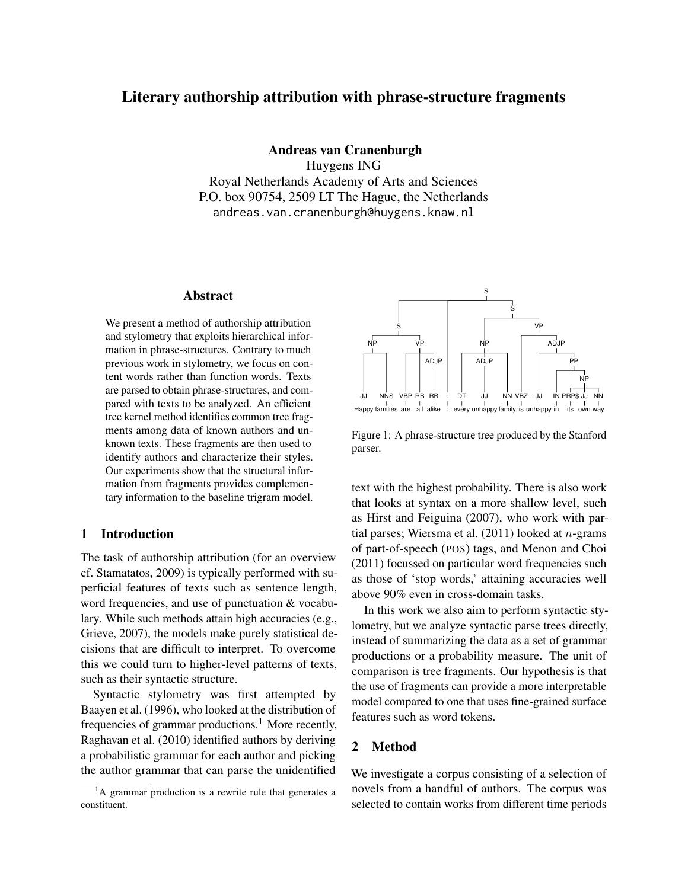# Literary authorship attribution with phrase-structure fragments

**Andreas van Cranenburgh**
Huygens ING
Royal Netherlands Academy of Arts and Sciences
P.O. box 90754, 2509 LT The Hague, the Netherlands
andreas.van.cranenburgh@huygens.knaw.nl

## Abstract

We present a method of authorship attribution and stylometry that exploits hierarchical information in phrase-structures. Contrary to much previous work in stylometry, we focus on content words rather than function words. Texts are parsed to obtain phrase-structures, and compared with texts to be analyzed. An efficient tree kernel method identifies common tree fragments among data of known authors and unknown texts. These fragments are then used to identify authors and characterize their styles. Our experiments show that the structural information from fragments provides complementary information to the baseline trigram model.

## 1 Introduction

The task of authorship attribution (for an overview cf. Stamatatos, 2009) is typically performed with superficial features of texts such as sentence length, word frequencies, and use of punctuation & vocabulary. While such methods attain high accuracies (e.g., Grieve, 2007), the models make purely statistical decisions that are difficult to interpret. To overcome this we could turn to higher-level patterns of texts, such as their syntactic structure.

Syntactic stylometry was first attempted by Baayen et al. (1996), who looked at the distribution of frequencies of grammar productions.[1] More recently, Raghavan et al. (2010) identified authors by deriving a probabilistic grammar for each author and picking the author grammar that can parse the unidentified text with the highest probability. There is also work that looks at syntax on a more shallow level, such as Hirst and Feiguina (2007), who work with partial parses; Wiersma et al. (2011) looked at $n$-grams of part-of-speech (POS) tags, and Menon and Choi (2011) focussed on particular word frequencies such as those of 'stop words,' attaining accuracies well above 90% even in cross-domain tasks.

In this work we also aim to perform syntactic stylometry, but we analyze syntactic parse trees directly, instead of summarizing the data as a set of grammar productions or a probability measure. The unit of comparison is tree fragments. Our hypothesis is that the use of fragments can provide a more interpretable model compared to one that uses fine-grained surface features such as word tokens.

Figure 1: A phrase-structure tree produced by the Stanford parser.

## 2 Method

We investigate a corpus consisting of a selection of novels from a handful of authors. The corpus was selected to contain works from different time periods

[1] A grammar production is a rewrite rule that generates a constituent.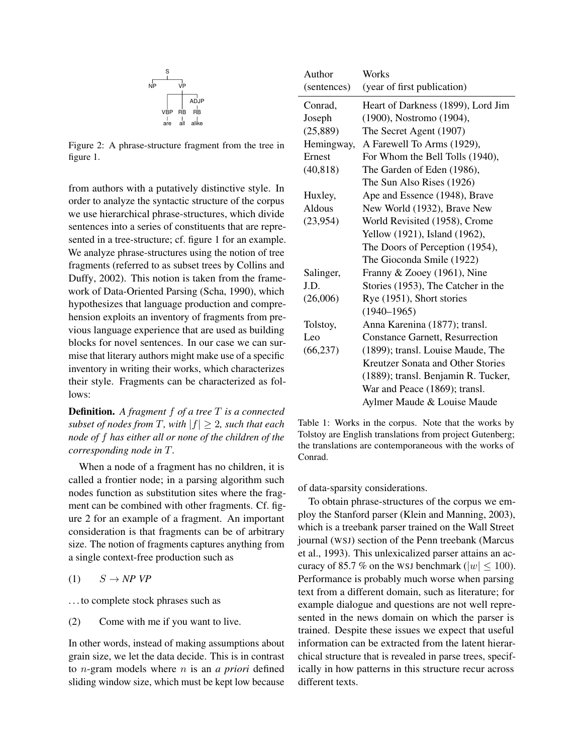Figure 2: A phrase-structure fragment from the tree in figure 1.

from authors with a putatively distinctive style. In order to analyze the syntactic structure of the corpus we use hierarchical phrase-structures, which divide sentences into a series of constituents that are represented in a tree-structure; cf. figure 1 for an example. We analyze phrase-structures using the notion of tree fragments (referred to as subset trees by Collins and Duffy, 2002). This notion is taken from the framework of Data-Oriented Parsing (Scha, 1990), which hypothesizes that language production and comprehension exploits an inventory of fragments from previous language experience that are used as building blocks for novel sentences. In our case we can surmise that literary authors might make use of a specific inventory in writing their works, which characterizes their style. Fragments can be characterized as follows:

**Definition.** *A fragment $f$ of a tree $T$ is a connected subset of nodes from $T$, with $|f| \geq 2$, such that each node of $f$ has either all or none of the children of the corresponding node in $T$.*

When a node of a fragment has no children, it is called a frontier node; in a parsing algorithm such nodes function as substitution sites where the fragment can be combined with other fragments. Cf. figure 2 for an example of a fragment. An important consideration is that fragments can be of arbitrary size. The notion of fragments captures anything from a single context-free production such as

(1) $S \rightarrow NP\ VP$

... to complete stock phrases such as

(2) Come with me if you want to live.

In other words, instead of making assumptions about grain size, we let the data decide. This is in contrast to $n$-gram models where $n$ is an *a priori* defined sliding window size, which must be kept low because of data-sparsity considerations.

| Author (sentences) | Works (year of first publication) |
|---|---|
| Conrad, Joseph (25,889) | Heart of Darkness (1899), Lord Jim (1900), Nostromo (1904), The Secret Agent (1907) |
| Hemingway, Ernest (40,818) | A Farewell To Arms (1929), For Whom the Bell Tolls (1940), The Garden of Eden (1986), The Sun Also Rises (1926) |
| Huxley, Aldous (23,954) | Ape and Essence (1948), Brave New World (1932), Brave New World Revisited (1958), Crome Yellow (1921), Island (1962), The Doors of Perception (1954), The Gioconda Smile (1922) |
| Salinger, J.D. (26,006) | Franny & Zooey (1961), Nine Stories (1953), The Catcher in the Rye (1951), Short stories (1940–1965) |
| Tolstoy, Leo (66,237) | Anna Karenina (1877); transl. Constance Garnett, Resurrection (1899); transl. Louise Maude, The Kreutzer Sonata and Other Stories (1889); transl. Benjamin R. Tucker, War and Peace (1869); transl. Aylmer Maude & Louise Maude |

Table 1: Works in the corpus. Note that the works by Tolstoy are English translations from project Gutenberg; the translations are contemporaneous with the works of Conrad.

To obtain phrase-structures of the corpus we employ the Stanford parser (Klein and Manning, 2003), which is a treebank parser trained on the Wall Street journal (WSJ) section of the Penn treebank (Marcus et al., 1993). This unlexicalized parser attains an accuracy of 85.7 % on the WSJ benchmark ($|w| \leq 100$). Performance is probably much worse when parsing text from a different domain, such as literature; for example dialogue and questions are not well represented in the news domain on which the parser is trained. Despite these issues we expect that useful information can be extracted from the latent hierarchical structure that is revealed in parse trees, specifically in how patterns in this structure recur across different texts.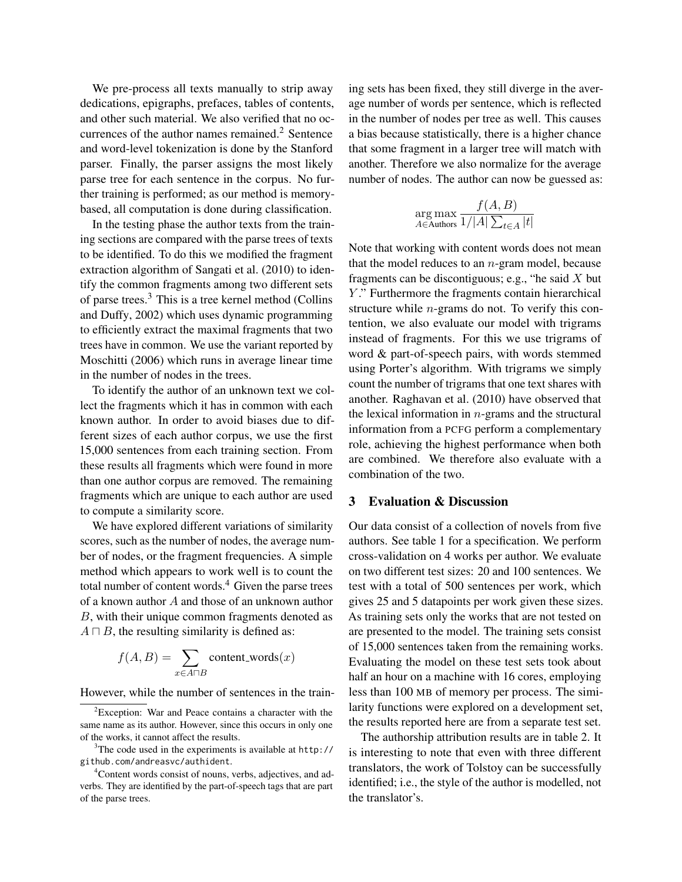We pre-process all texts manually to strip away dedications, epigraphs, prefaces, tables of contents, and other such material. We also verified that no occurrences of the author names remained.[2] Sentence and word-level tokenization is done by the Stanford parser. Finally, the parser assigns the most likely parse tree for each sentence in the corpus. No further training is performed; as our method is memory-based, all computation is done during classification.

In the testing phase the author texts from the training sections are compared with the parse trees of texts to be identified. To do this we modified the fragment extraction algorithm of Sangati et al. (2010) to identify the common fragments among two different sets of parse trees.[3] This is a tree kernel method (Collins and Duffy, 2002) which uses dynamic programming to efficiently extract the maximal fragments that two trees have in common. We use the variant reported by Moschitti (2006) which runs in average linear time in the number of nodes in the trees.

To identify the author of an unknown text we collect the fragments which it has in common with each known author. In order to avoid biases due to different sizes of each author corpus, we use the first 15,000 sentences from each training section. From these results all fragments which were found in more than one author corpus are removed. The remaining fragments which are unique to each author are used to compute a similarity score.

We have explored different variations of similarity scores, such as the number of nodes, the average number of nodes, or the fragment frequencies. A simple method which appears to work well is to count the total number of content words.[4] Given the parse trees of a known author $A$ and those of an unknown author $B$, with their unique common fragments denoted as $A \sqcap B$, the resulting similarity is defined as:

$$f(A, B) = \sum_{x \in A \sqcap B} \text{content\_words}(x)$$

However, while the number of sentences in the training sets has been fixed, they still diverge in the average number of words per sentence, which is reflected in the number of nodes per tree as well. This causes a bias because statistically, there is a higher chance that some fragment in a larger tree will match with another. Therefore we also normalize for the average number of nodes. The author can now be guessed as:

$$\underset{A \in \text{Authors}}{\arg\max} \frac{f(A, B)}{1/|A| \sum_{t \in A} |t|}$$

Note that working with content words does not mean that the model reduces to an $n$-gram model, because fragments can be discontiguous; e.g., "he said $X$ but $Y$." Furthermore the fragments contain hierarchical structure while $n$-grams do not. To verify this contention, we also evaluate our model with trigrams instead of fragments. For this we use trigrams of word & part-of-speech pairs, with words stemmed using Porter's algorithm. With trigrams we simply count the number of trigrams that one text shares with another. Raghavan et al. (2010) have observed that the lexical information in $n$-grams and the structural information from a PCFG perform a complementary role, achieving the highest performance when both are combined. We therefore also evaluate with a combination of the two.

## 3 Evaluation & Discussion

Our data consist of a collection of novels from five authors. See table 1 for a specification. We perform cross-validation on 4 works per author. We evaluate on two different test sizes: 20 and 100 sentences. We test with a total of 500 sentences per work, which gives 25 and 5 datapoints per work given these sizes. As training sets only the works that are not tested on are presented to the model. The training sets consist of 15,000 sentences taken from the remaining works. Evaluating the model on these test sets took about half an hour on a machine with 16 cores, employing less than 100 MB of memory per process. The similarity functions were explored on a development set, the results reported here are from a separate test set.

The authorship attribution results are in table 2. It is interesting to note that even with three different translators, the work of Tolstoy can be successfully identified; i.e., the style of the author is modelled, not the translator's.

---

[2] Exception: War and Peace contains a character with the same name as its author. However, since this occurs in only one of the works, it cannot affect the results.

[3] The code used in the experiments is available at `http://github.com/andreasvc/authident`.

[4] Content words consist of nouns, verbs, adjectives, and adverbs. They are identified by the part-of-speech tags that are part of the parse trees.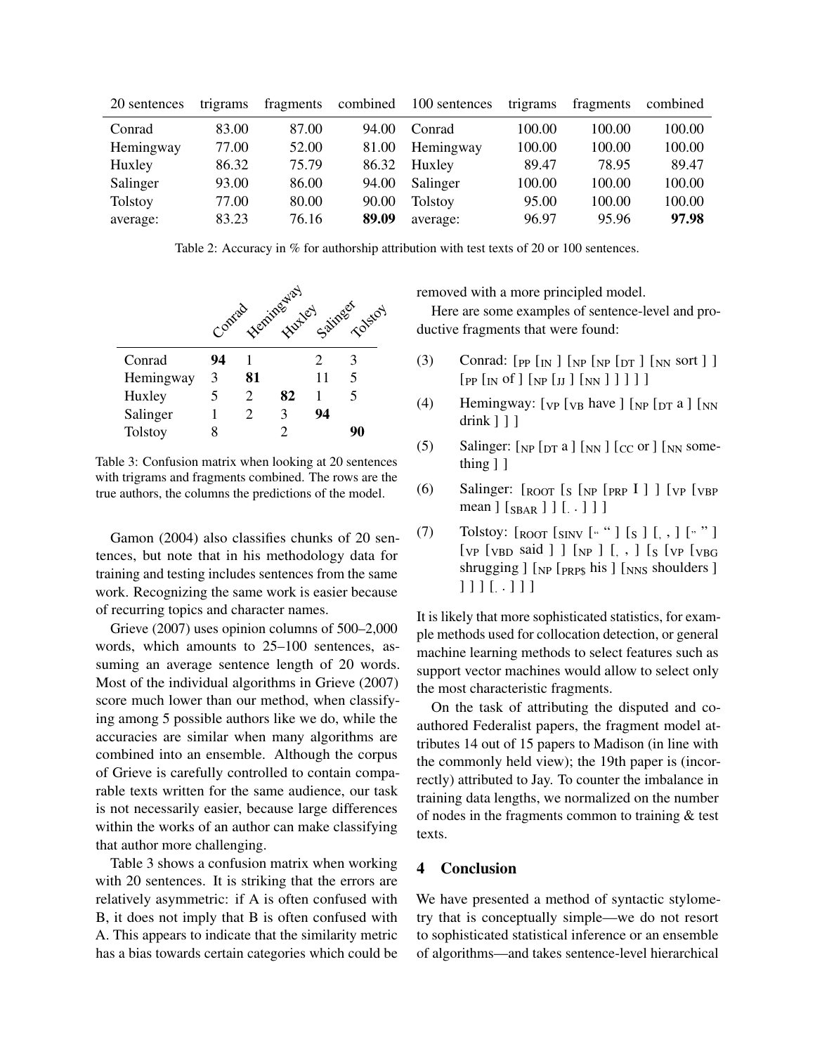| 20 sentences | trigrams | fragments | combined | 100 sentences | trigrams | fragments | combined |
|---|---|---|---|---|---|---|---|
| Conrad | 83.00 | 87.00 | 94.00 | Conrad | 100.00 | 100.00 | 100.00 |
| Hemingway | 77.00 | 52.00 | 81.00 | Hemingway | 100.00 | 100.00 | 100.00 |
| Huxley | 86.32 | 75.79 | 86.32 | Huxley | 89.47 | 78.95 | 89.47 |
| Salinger | 93.00 | 86.00 | 94.00 | Salinger | 100.00 | 100.00 | 100.00 |
| Tolstoy | 77.00 | 80.00 | 90.00 | Tolstoy | 95.00 | 100.00 | 100.00 |
| average: | 83.23 | 76.16 | **89.09** | average: | 96.97 | 95.96 | **97.98** |

Table 2: Accuracy in % for authorship attribution with test texts of 20 or 100 sentences.

| | Conrad | Hemingway | Huxley | Salinger | Tolstoy |
|---|---|---|---|---|---|
| Conrad | **94** | 1 | | 2 | 3 |
| Hemingway | 3 | **81** | | 11 | 5 |
| Huxley | 5 | 2 | **82** | 1 | 5 |
| Salinger | 1 | 2 | 3 | **94** | |
| Tolstoy | 8 | | 2 | | **90** |

Table 3: Confusion matrix when looking at 20 sentences with trigrams and fragments combined. The rows are the true authors, the columns the predictions of the model.

Gamon (2004) also classifies chunks of 20 sentences, but note that in his methodology data for training and testing includes sentences from the same work. Recognizing the same work is easier because of recurring topics and character names.

Grieve (2007) uses opinion columns of 500–2,000 words, which amounts to 25–100 sentences, assuming an average sentence length of 20 words. Most of the individual algorithms in Grieve (2007) score much lower than our method, when classifying among 5 possible authors like we do, while the accuracies are similar when many algorithms are combined into an ensemble. Although the corpus of Grieve is carefully controlled to contain comparable texts written for the same audience, our task is not necessarily easier, because large differences within the works of an author can make classifying that author more challenging.

Table 3 shows a confusion matrix when working with 20 sentences. It is striking that the errors are relatively asymmetric: if A is often confused with B, it does not imply that B is often confused with A. This appears to indicate that the similarity metric has a bias towards certain categories which could be removed with a more principled model.

Here are some examples of sentence-level and productive fragments that were found:

(3) Conrad: [$_{PP}$ [$_{IN}$ ] [$_{NP}$ [$_{NP}$ [$_{DT}$ ] [$_{NN}$ sort ] ] [$_{PP}$ [$_{IN}$ of ] [$_{NP}$ [$_{JJ}$ ] [$_{NN}$ ] ] ] ] ]

(4) Hemingway: [$_{VP}$ [$_{VB}$ have ] [$_{NP}$ [$_{DT}$ a ] [$_{NN}$ drink ] ] ]

(5) Salinger: [$_{NP}$ [$_{DT}$ a ] [$_{NN}$ ] [$_{CC}$ or ] [$_{NN}$ something ] ]

(6) Salinger: [$_{ROOT}$ [$_{S}$ [$_{NP}$ [$_{PRP}$ I ] ] [$_{VP}$ [$_{VBP}$ mean ] [$_{SBAR}$ ] ] [$_{.}$ . ] ] ]

(7) Tolstoy: [$_{ROOT}$ [$_{SINV}$ [$_{``}$ “ ] [$_{S}$ ] [$_{,}$ , ] [$_{''}$ ” ] [$_{VP}$ [$_{VBD}$ said ] ] [$_{NP}$ ] [$_{,}$ , ] [$_{S}$ [$_{VP}$ [$_{VBG}$ shrugging ] [$_{NP}$ [$_{PRP\$}$ his ] [$_{NNS}$ shoulders ] ] ] ] [$_{.}$ . ] ] ]

It is likely that more sophisticated statistics, for example methods used for collocation detection, or general machine learning methods to select features such as support vector machines would allow to select only the most characteristic fragments.

On the task of attributing the disputed and co-authored Federalist papers, the fragment model attributes 14 out of 15 papers to Madison (in line with the commonly held view); the 19th paper is (incorrectly) attributed to Jay. To counter the imbalance in training data lengths, we normalized on the number of nodes in the fragments common to training & test texts.

## 4 Conclusion

We have presented a method of syntactic stylometry that is conceptually simple—we do not resort to sophisticated statistical inference or an ensemble of algorithms—and takes sentence-level hierarchical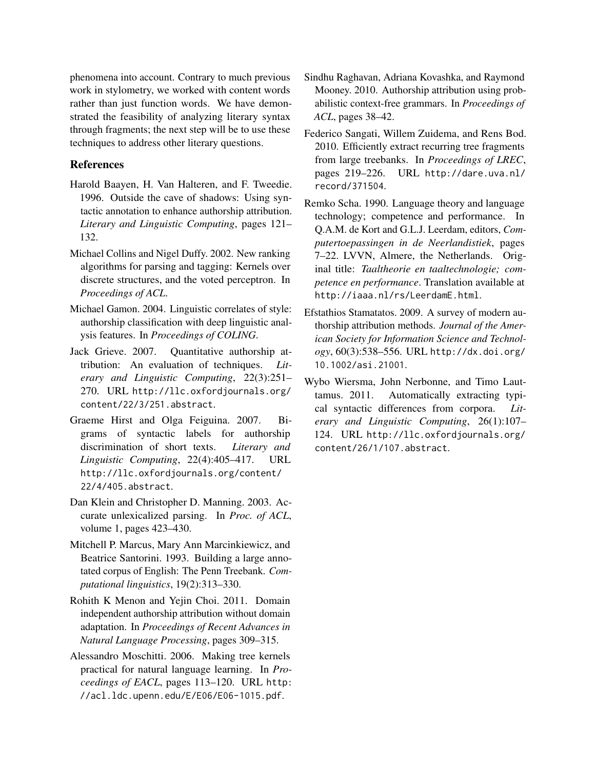phenomena into account. Contrary to much previous work in stylometry, we worked with content words rather than just function words. We have demonstrated the feasibility of analyzing literary syntax through fragments; the next step will be to use these techniques to address other literary questions.

## References

Harold Baayen, H. Van Halteren, and F. Tweedie. 1996. Outside the cave of shadows: Using syntactic annotation to enhance authorship attribution. *Literary and Linguistic Computing*, pages 121–132.

Michael Collins and Nigel Duffy. 2002. New ranking algorithms for parsing and tagging: Kernels over discrete structures, and the voted perceptron. In *Proceedings of ACL*.

Michael Gamon. 2004. Linguistic correlates of style: authorship classification with deep linguistic analysis features. In *Proceedings of COLING*.

Jack Grieve. 2007. Quantitative authorship attribution: An evaluation of techniques. *Literary and Linguistic Computing*, 22(3):251–270. URL http://llc.oxfordjournals.org/content/22/3/251.abstract.

Graeme Hirst and Olga Feiguina. 2007. Bigrams of syntactic labels for authorship discrimination of short texts. *Literary and Linguistic Computing*, 22(4):405–417. URL http://llc.oxfordjournals.org/content/22/4/405.abstract.

Dan Klein and Christopher D. Manning. 2003. Accurate unlexicalized parsing. In *Proc. of ACL*, volume 1, pages 423–430.

Mitchell P. Marcus, Mary Ann Marcinkiewicz, and Beatrice Santorini. 1993. Building a large annotated corpus of English: The Penn Treebank. *Computational linguistics*, 19(2):313–330.

Rohith K Menon and Yejin Choi. 2011. Domain independent authorship attribution without domain adaptation. In *Proceedings of Recent Advances in Natural Language Processing*, pages 309–315.

Alessandro Moschitti. 2006. Making tree kernels practical for natural language learning. In *Proceedings of EACL*, pages 113–120. URL http://acl.ldc.upenn.edu/E/E06/E06-1015.pdf.

Sindhu Raghavan, Adriana Kovashka, and Raymond Mooney. 2010. Authorship attribution using probabilistic context-free grammars. In *Proceedings of ACL*, pages 38–42.

Federico Sangati, Willem Zuidema, and Rens Bod. 2010. Efficiently extract recurring tree fragments from large treebanks. In *Proceedings of LREC*, pages 219–226. URL http://dare.uva.nl/record/371504.

Remko Scha. 1990. Language theory and language technology; competence and performance. In Q.A.M. de Kort and G.L.J. Leerdam, editors, *Computertoepassingen in de Neerlandistiek*, pages 7–22. LVVN, Almere, the Netherlands. Original title: *Taaltheorie en taaltechnologie; competence en performance*. Translation available at http://iaaa.nl/rs/LeerdamE.html.

Efstathios Stamatatos. 2009. A survey of modern authorship attribution methods. *Journal of the American Society for Information Science and Technology*, 60(3):538–556. URL http://dx.doi.org/10.1002/asi.21001.

Wybo Wiersma, John Nerbonne, and Timo Lauttamus. 2011. Automatically extracting typical syntactic differences from corpora. *Literary and Linguistic Computing*, 26(1):107–124. URL http://llc.oxfordjournals.org/content/26/1/107.abstract.